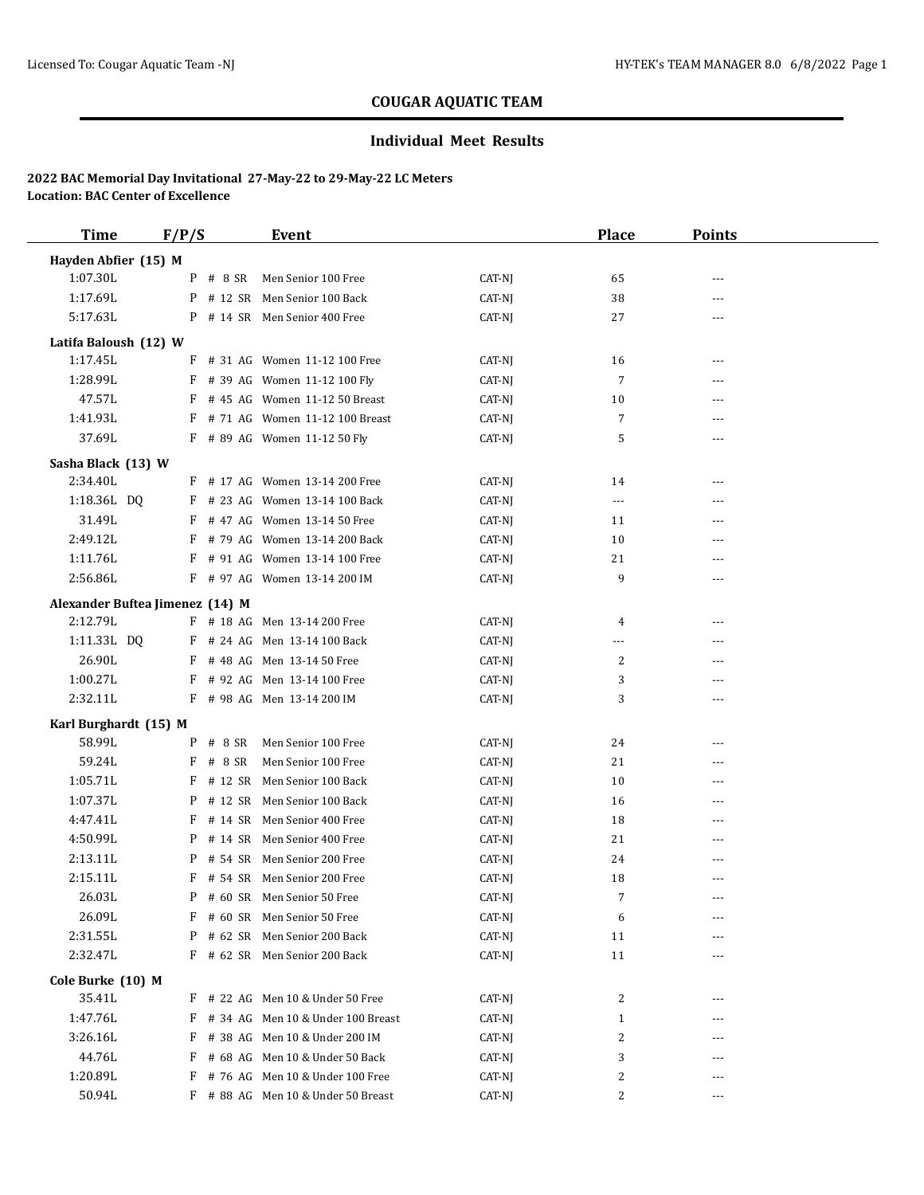# COUGAR AQUATIC TEAM

## Individual Meet Results

**2022 BAC Memorial Day Invitational 27-May-22 to 29-May-22 LC Meters**
**Location: BAC Center of Excellence**

| Time | F/P/S | Event | | Place | Points |
|---|---|---|---|---|---|
| **Hayden Abfier (15) M** | | | | | |
| 1:07.30L | P # 8 SR | Men Senior 100 Free | CAT-NJ | 65 | --- |
| 1:17.69L | P # 12 SR | Men Senior 100 Back | CAT-NJ | 38 | --- |
| 5:17.63L | P # 14 SR | Men Senior 400 Free | CAT-NJ | 27 | --- |
| **Latifa Baloush (12) W** | | | | | |
| 1:17.45L | F # 31 AG | Women 11-12 100 Free | CAT-NJ | 16 | --- |
| 1:28.99L | F # 39 AG | Women 11-12 100 Fly | CAT-NJ | 7 | --- |
| 47.57L | F # 45 AG | Women 11-12 50 Breast | CAT-NJ | 10 | --- |
| 1:41.93L | F # 71 AG | Women 11-12 100 Breast | CAT-NJ | 7 | --- |
| 37.69L | F # 89 AG | Women 11-12 50 Fly | CAT-NJ | 5 | --- |
| **Sasha Black (13) W** | | | | | |
| 2:34.40L | F # 17 AG | Women 13-14 200 Free | CAT-NJ | 14 | --- |
| 1:18.36L DQ | F # 23 AG | Women 13-14 100 Back | CAT-NJ | --- | --- |
| 31.49L | F # 47 AG | Women 13-14 50 Free | CAT-NJ | 11 | --- |
| 2:49.12L | F # 79 AG | Women 13-14 200 Back | CAT-NJ | 10 | --- |
| 1:11.76L | F # 91 AG | Women 13-14 100 Free | CAT-NJ | 21 | --- |
| 2:56.86L | F # 97 AG | Women 13-14 200 IM | CAT-NJ | 9 | --- |
| **Alexander Buftea Jimenez (14) M** | | | | | |
| 2:12.79L | F # 18 AG | Men 13-14 200 Free | CAT-NJ | 4 | --- |
| 1:11.33L DQ | F # 24 AG | Men 13-14 100 Back | CAT-NJ | --- | --- |
| 26.90L | F # 48 AG | Men 13-14 50 Free | CAT-NJ | 2 | --- |
| 1:00.27L | F # 92 AG | Men 13-14 100 Free | CAT-NJ | 3 | --- |
| 2:32.11L | F # 98 AG | Men 13-14 200 IM | CAT-NJ | 3 | --- |
| **Karl Burghardt (15) M** | | | | | |
| 58.99L | P # 8 SR | Men Senior 100 Free | CAT-NJ | 24 | --- |
| 59.24L | F # 8 SR | Men Senior 100 Free | CAT-NJ | 21 | --- |
| 1:05.71L | F # 12 SR | Men Senior 100 Back | CAT-NJ | 10 | --- |
| 1:07.37L | P # 12 SR | Men Senior 100 Back | CAT-NJ | 16 | --- |
| 4:47.41L | F # 14 SR | Men Senior 400 Free | CAT-NJ | 18 | --- |
| 4:50.99L | P # 14 SR | Men Senior 400 Free | CAT-NJ | 21 | --- |
| 2:13.11L | P # 54 SR | Men Senior 200 Free | CAT-NJ | 24 | --- |
| 2:15.11L | F # 54 SR | Men Senior 200 Free | CAT-NJ | 18 | --- |
| 26.03L | P # 60 SR | Men Senior 50 Free | CAT-NJ | 7 | --- |
| 26.09L | F # 60 SR | Men Senior 50 Free | CAT-NJ | 6 | --- |
| 2:31.55L | P # 62 SR | Men Senior 200 Back | CAT-NJ | 11 | --- |
| 2:32.47L | F # 62 SR | Men Senior 200 Back | CAT-NJ | 11 | --- |
| **Cole Burke (10) M** | | | | | |
| 35.41L | F # 22 AG | Men 10 & Under 50 Free | CAT-NJ | 2 | --- |
| 1:47.76L | F # 34 AG | Men 10 & Under 100 Breast | CAT-NJ | 1 | --- |
| 3:26.16L | F # 38 AG | Men 10 & Under 200 IM | CAT-NJ | 2 | --- |
| 44.76L | F # 68 AG | Men 10 & Under 50 Back | CAT-NJ | 3 | --- |
| 1:20.89L | F # 76 AG | Men 10 & Under 100 Free | CAT-NJ | 2 | --- |
| 50.94L | F # 88 AG | Men 10 & Under 50 Breast | CAT-NJ | 2 | --- |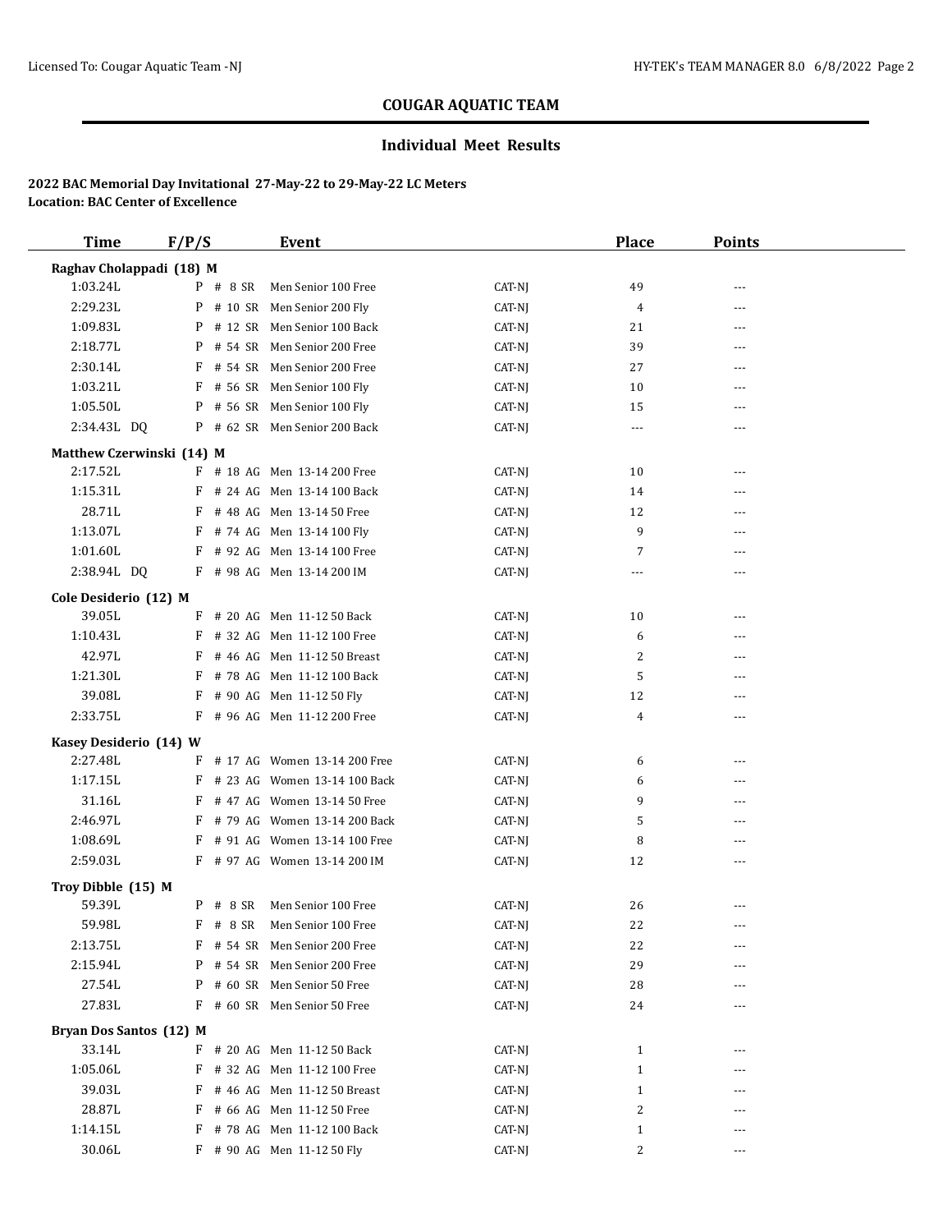## COUGAR AQUATIC TEAM

### Individual Meet Results

**2022 BAC Memorial Day Invitational 27-May-22 to 29-May-22 LC Meters**
**Location: BAC Center of Excellence**

| Time | F/P/S | Event | | Place | Points |
|---|---|---|---|---|---|
| **Raghav Cholappadi (18) M** | | | | | |
| 1:03.24L | P # 8 SR | Men Senior 100 Free | CAT-NJ | 49 | --- |
| 2:29.23L | P # 10 SR | Men Senior 200 Fly | CAT-NJ | 4 | --- |
| 1:09.83L | P # 12 SR | Men Senior 100 Back | CAT-NJ | 21 | --- |
| 2:18.77L | P # 54 SR | Men Senior 200 Free | CAT-NJ | 39 | --- |
| 2:30.14L | F # 54 SR | Men Senior 200 Free | CAT-NJ | 27 | --- |
| 1:03.21L | F # 56 SR | Men Senior 100 Fly | CAT-NJ | 10 | --- |
| 1:05.50L | P # 56 SR | Men Senior 100 Fly | CAT-NJ | 15 | --- |
| 2:34.43L DQ | P # 62 SR | Men Senior 200 Back | CAT-NJ | --- | --- |
| **Matthew Czerwinski (14) M** | | | | | |
| 2:17.52L | F # 18 AG | Men 13-14 200 Free | CAT-NJ | 10 | --- |
| 1:15.31L | F # 24 AG | Men 13-14 100 Back | CAT-NJ | 14 | --- |
| 28.71L | F # 48 AG | Men 13-14 50 Free | CAT-NJ | 12 | --- |
| 1:13.07L | F # 74 AG | Men 13-14 100 Fly | CAT-NJ | 9 | --- |
| 1:01.60L | F # 92 AG | Men 13-14 100 Free | CAT-NJ | 7 | --- |
| 2:38.94L DQ | F # 98 AG | Men 13-14 200 IM | CAT-NJ | --- | --- |
| **Cole Desiderio (12) M** | | | | | |
| 39.05L | F # 20 AG | Men 11-12 50 Back | CAT-NJ | 10 | --- |
| 1:10.43L | F # 32 AG | Men 11-12 100 Free | CAT-NJ | 6 | --- |
| 42.97L | F # 46 AG | Men 11-12 50 Breast | CAT-NJ | 2 | --- |
| 1:21.30L | F # 78 AG | Men 11-12 100 Back | CAT-NJ | 5 | --- |
| 39.08L | F # 90 AG | Men 11-12 50 Fly | CAT-NJ | 12 | --- |
| 2:33.75L | F # 96 AG | Men 11-12 200 Free | CAT-NJ | 4 | --- |
| **Kasey Desiderio (14) W** | | | | | |
| 2:27.48L | F # 17 AG | Women 13-14 200 Free | CAT-NJ | 6 | --- |
| 1:17.15L | F # 23 AG | Women 13-14 100 Back | CAT-NJ | 6 | --- |
| 31.16L | F # 47 AG | Women 13-14 50 Free | CAT-NJ | 9 | --- |
| 2:46.97L | F # 79 AG | Women 13-14 200 Back | CAT-NJ | 5 | --- |
| 1:08.69L | F # 91 AG | Women 13-14 100 Free | CAT-NJ | 8 | --- |
| 2:59.03L | F # 97 AG | Women 13-14 200 IM | CAT-NJ | 12 | --- |
| **Troy Dibble (15) M** | | | | | |
| 59.39L | P # 8 SR | Men Senior 100 Free | CAT-NJ | 26 | --- |
| 59.98L | F # 8 SR | Men Senior 100 Free | CAT-NJ | 22 | --- |
| 2:13.75L | F # 54 SR | Men Senior 200 Free | CAT-NJ | 22 | --- |
| 2:15.94L | P # 54 SR | Men Senior 200 Free | CAT-NJ | 29 | --- |
| 27.54L | P # 60 SR | Men Senior 50 Free | CAT-NJ | 28 | --- |
| 27.83L | F # 60 SR | Men Senior 50 Free | CAT-NJ | 24 | --- |
| **Bryan Dos Santos (12) M** | | | | | |
| 33.14L | F # 20 AG | Men 11-12 50 Back | CAT-NJ | 1 | --- |
| 1:05.06L | F # 32 AG | Men 11-12 100 Free | CAT-NJ | 1 | --- |
| 39.03L | F # 46 AG | Men 11-12 50 Breast | CAT-NJ | 1 | --- |
| 28.87L | F # 66 AG | Men 11-12 50 Free | CAT-NJ | 2 | --- |
| 1:14.15L | F # 78 AG | Men 11-12 100 Back | CAT-NJ | 1 | --- |
| 30.06L | F # 90 AG | Men 11-12 50 Fly | CAT-NJ | 2 | --- |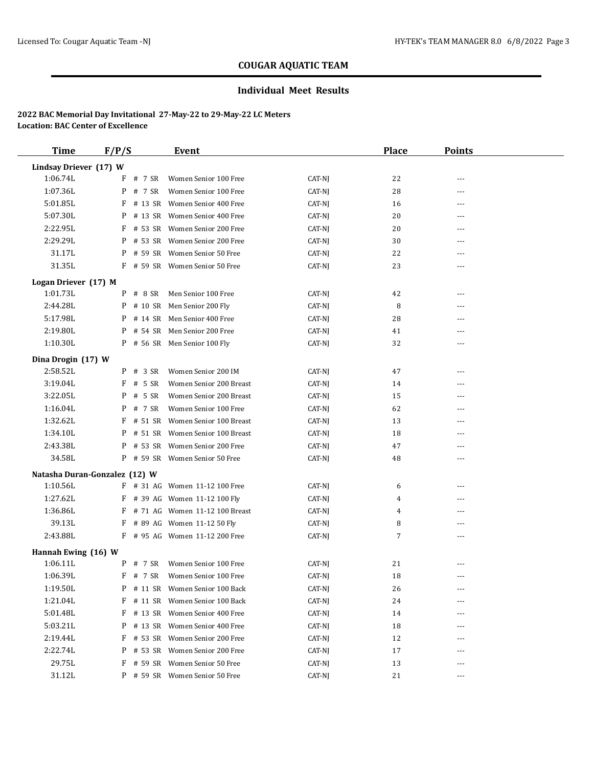## COUGAR AQUATIC TEAM

### Individual Meet Results

**2022 BAC Memorial Day Invitational 27-May-22 to 29-May-22 LC Meters**
**Location: BAC Center of Excellence**

| Time | F/P/S | Event | | Place | Points |
|---|---|---|---|---|---|
| **Lindsay Driever (17) W** | | | | | |
| 1:06.74L | F # 7 SR | Women Senior 100 Free | CAT-NJ | 22 | --- |
| 1:07.36L | P # 7 SR | Women Senior 100 Free | CAT-NJ | 28 | --- |
| 5:01.85L | F # 13 SR | Women Senior 400 Free | CAT-NJ | 16 | --- |
| 5:07.30L | P # 13 SR | Women Senior 400 Free | CAT-NJ | 20 | --- |
| 2:22.95L | F # 53 SR | Women Senior 200 Free | CAT-NJ | 20 | --- |
| 2:29.29L | P # 53 SR | Women Senior 200 Free | CAT-NJ | 30 | --- |
| 31.17L | P # 59 SR | Women Senior 50 Free | CAT-NJ | 22 | --- |
| 31.35L | F # 59 SR | Women Senior 50 Free | CAT-NJ | 23 | --- |
| **Logan Driever (17) M** | | | | | |
| 1:01.73L | P # 8 SR | Men Senior 100 Free | CAT-NJ | 42 | --- |
| 2:44.28L | P # 10 SR | Men Senior 200 Fly | CAT-NJ | 8 | --- |
| 5:17.98L | P # 14 SR | Men Senior 400 Free | CAT-NJ | 28 | --- |
| 2:19.80L | P # 54 SR | Men Senior 200 Free | CAT-NJ | 41 | --- |
| 1:10.30L | P # 56 SR | Men Senior 100 Fly | CAT-NJ | 32 | --- |
| **Dina Drogin (17) W** | | | | | |
| 2:58.52L | P # 3 SR | Women Senior 200 IM | CAT-NJ | 47 | --- |
| 3:19.04L | F # 5 SR | Women Senior 200 Breast | CAT-NJ | 14 | --- |
| 3:22.05L | P # 5 SR | Women Senior 200 Breast | CAT-NJ | 15 | --- |
| 1:16.04L | P # 7 SR | Women Senior 100 Free | CAT-NJ | 62 | --- |
| 1:32.62L | F # 51 SR | Women Senior 100 Breast | CAT-NJ | 13 | --- |
| 1:34.10L | P # 51 SR | Women Senior 100 Breast | CAT-NJ | 18 | --- |
| 2:43.38L | P # 53 SR | Women Senior 200 Free | CAT-NJ | 47 | --- |
| 34.58L | P # 59 SR | Women Senior 50 Free | CAT-NJ | 48 | --- |
| **Natasha Duran-Gonzalez (12) W** | | | | | |
| 1:10.56L | F # 31 AG | Women 11-12 100 Free | CAT-NJ | 6 | --- |
| 1:27.62L | F # 39 AG | Women 11-12 100 Fly | CAT-NJ | 4 | --- |
| 1:36.86L | F # 71 AG | Women 11-12 100 Breast | CAT-NJ | 4 | --- |
| 39.13L | F # 89 AG | Women 11-12 50 Fly | CAT-NJ | 8 | --- |
| 2:43.88L | F # 95 AG | Women 11-12 200 Free | CAT-NJ | 7 | --- |
| **Hannah Ewing (16) W** | | | | | |
| 1:06.11L | P # 7 SR | Women Senior 100 Free | CAT-NJ | 21 | --- |
| 1:06.39L | F # 7 SR | Women Senior 100 Free | CAT-NJ | 18 | --- |
| 1:19.50L | P # 11 SR | Women Senior 100 Back | CAT-NJ | 26 | --- |
| 1:21.04L | F # 11 SR | Women Senior 100 Back | CAT-NJ | 24 | --- |
| 5:01.48L | F # 13 SR | Women Senior 400 Free | CAT-NJ | 14 | --- |
| 5:03.21L | P # 13 SR | Women Senior 400 Free | CAT-NJ | 18 | --- |
| 2:19.44L | F # 53 SR | Women Senior 200 Free | CAT-NJ | 12 | --- |
| 2:22.74L | P # 53 SR | Women Senior 200 Free | CAT-NJ | 17 | --- |
| 29.75L | F # 59 SR | Women Senior 50 Free | CAT-NJ | 13 | --- |
| 31.12L | P # 59 SR | Women Senior 50 Free | CAT-NJ | 21 | --- |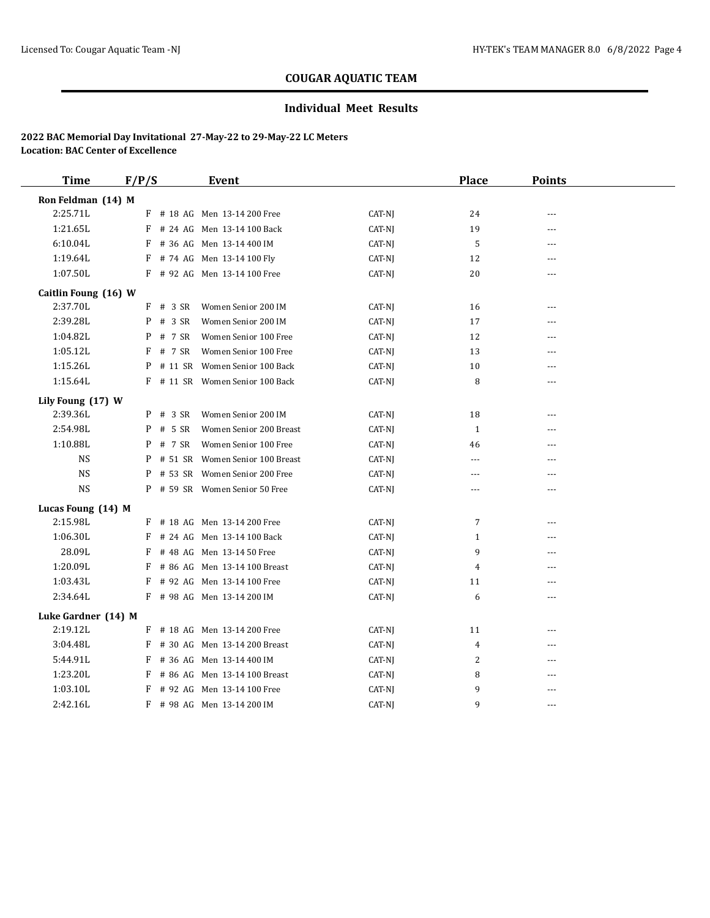## COUGAR AQUATIC TEAM

### Individual Meet Results

**2022 BAC Memorial Day Invitational 27-May-22 to 29-May-22 LC Meters**
**Location: BAC Center of Excellence**

| Time | F/P/S | Event | | Place | Points |
|---|---|---|---|---|---|
| **Ron Feldman (14) M** | | | | | |
| 2:25.71L | F | # 18 AG Men 13-14 200 Free | CAT-NJ | 24 | --- |
| 1:21.65L | F | # 24 AG Men 13-14 100 Back | CAT-NJ | 19 | --- |
| 6:10.04L | F | # 36 AG Men 13-14 400 IM | CAT-NJ | 5 | --- |
| 1:19.64L | F | # 74 AG Men 13-14 100 Fly | CAT-NJ | 12 | --- |
| 1:07.50L | F | # 92 AG Men 13-14 100 Free | CAT-NJ | 20 | --- |
| **Caitlin Foung (16) W** | | | | | |
| 2:37.70L | F | # 3 SR Women Senior 200 IM | CAT-NJ | 16 | --- |
| 2:39.28L | P | # 3 SR Women Senior 200 IM | CAT-NJ | 17 | --- |
| 1:04.82L | P | # 7 SR Women Senior 100 Free | CAT-NJ | 12 | --- |
| 1:05.12L | F | # 7 SR Women Senior 100 Free | CAT-NJ | 13 | --- |
| 1:15.26L | P | # 11 SR Women Senior 100 Back | CAT-NJ | 10 | --- |
| 1:15.64L | F | # 11 SR Women Senior 100 Back | CAT-NJ | 8 | --- |
| **Lily Foung (17) W** | | | | | |
| 2:39.36L | P | # 3 SR Women Senior 200 IM | CAT-NJ | 18 | --- |
| 2:54.98L | P | # 5 SR Women Senior 200 Breast | CAT-NJ | 1 | --- |
| 1:10.88L | P | # 7 SR Women Senior 100 Free | CAT-NJ | 46 | --- |
| NS | P | # 51 SR Women Senior 100 Breast | CAT-NJ | --- | --- |
| NS | P | # 53 SR Women Senior 200 Free | CAT-NJ | --- | --- |
| NS | P | # 59 SR Women Senior 50 Free | CAT-NJ | --- | --- |
| **Lucas Foung (14) M** | | | | | |
| 2:15.98L | F | # 18 AG Men 13-14 200 Free | CAT-NJ | 7 | --- |
| 1:06.30L | F | # 24 AG Men 13-14 100 Back | CAT-NJ | 1 | --- |
| 28.09L | F | # 48 AG Men 13-14 50 Free | CAT-NJ | 9 | --- |
| 1:20.09L | F | # 86 AG Men 13-14 100 Breast | CAT-NJ | 4 | --- |
| 1:03.43L | F | # 92 AG Men 13-14 100 Free | CAT-NJ | 11 | --- |
| 2:34.64L | F | # 98 AG Men 13-14 200 IM | CAT-NJ | 6 | --- |
| **Luke Gardner (14) M** | | | | | |
| 2:19.12L | F | # 18 AG Men 13-14 200 Free | CAT-NJ | 11 | --- |
| 3:04.48L | F | # 30 AG Men 13-14 200 Breast | CAT-NJ | 4 | --- |
| 5:44.91L | F | # 36 AG Men 13-14 400 IM | CAT-NJ | 2 | --- |
| 1:23.20L | F | # 86 AG Men 13-14 100 Breast | CAT-NJ | 8 | --- |
| 1:03.10L | F | # 92 AG Men 13-14 100 Free | CAT-NJ | 9 | --- |
| 2:42.16L | F | # 98 AG Men 13-14 200 IM | CAT-NJ | 9 | --- |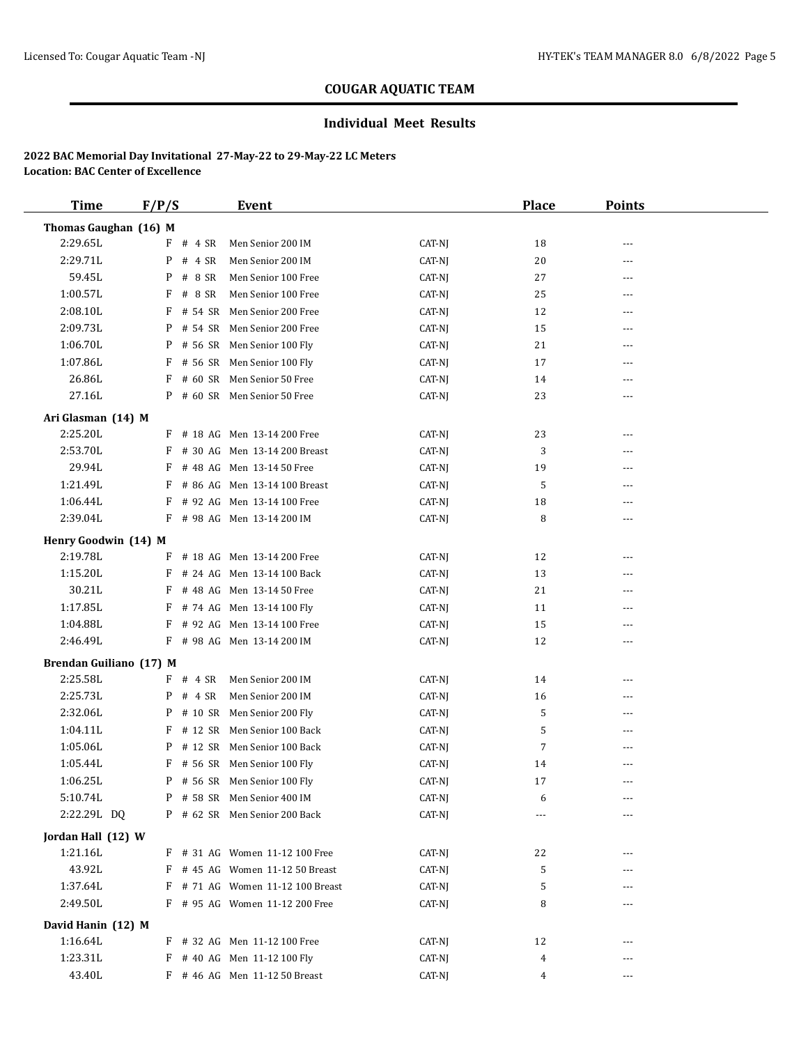## COUGAR AQUATIC TEAM

### Individual Meet Results

**2022 BAC Memorial Day Invitational 27-May-22 to 29-May-22 LC Meters**
**Location: BAC Center of Excellence**

| Time | F/P/S | Event | | Place | Points |
|---|---|---|---|---|---|
| **Thomas Gaughan (16) M** | | | | | |
| 2:29.65L | F # 4 SR | Men Senior 200 IM | CAT-NJ | 18 | --- |
| 2:29.71L | P # 4 SR | Men Senior 200 IM | CAT-NJ | 20 | --- |
| 59.45L | P # 8 SR | Men Senior 100 Free | CAT-NJ | 27 | --- |
| 1:00.57L | F # 8 SR | Men Senior 100 Free | CAT-NJ | 25 | --- |
| 2:08.10L | F # 54 SR | Men Senior 200 Free | CAT-NJ | 12 | --- |
| 2:09.73L | P # 54 SR | Men Senior 200 Free | CAT-NJ | 15 | --- |
| 1:06.70L | P # 56 SR | Men Senior 100 Fly | CAT-NJ | 21 | --- |
| 1:07.86L | F # 56 SR | Men Senior 100 Fly | CAT-NJ | 17 | --- |
| 26.86L | F # 60 SR | Men Senior 50 Free | CAT-NJ | 14 | --- |
| 27.16L | P # 60 SR | Men Senior 50 Free | CAT-NJ | 23 | --- |
| **Ari Glasman (14) M** | | | | | |
| 2:25.20L | F # 18 AG | Men 13-14 200 Free | CAT-NJ | 23 | --- |
| 2:53.70L | F # 30 AG | Men 13-14 200 Breast | CAT-NJ | 3 | --- |
| 29.94L | F # 48 AG | Men 13-14 50 Free | CAT-NJ | 19 | --- |
| 1:21.49L | F # 86 AG | Men 13-14 100 Breast | CAT-NJ | 5 | --- |
| 1:06.44L | F # 92 AG | Men 13-14 100 Free | CAT-NJ | 18 | --- |
| 2:39.04L | F # 98 AG | Men 13-14 200 IM | CAT-NJ | 8 | --- |
| **Henry Goodwin (14) M** | | | | | |
| 2:19.78L | F # 18 AG | Men 13-14 200 Free | CAT-NJ | 12 | --- |
| 1:15.20L | F # 24 AG | Men 13-14 100 Back | CAT-NJ | 13 | --- |
| 30.21L | F # 48 AG | Men 13-14 50 Free | CAT-NJ | 21 | --- |
| 1:17.85L | F # 74 AG | Men 13-14 100 Fly | CAT-NJ | 11 | --- |
| 1:04.88L | F # 92 AG | Men 13-14 100 Free | CAT-NJ | 15 | --- |
| 2:46.49L | F # 98 AG | Men 13-14 200 IM | CAT-NJ | 12 | --- |
| **Brendan Guiliano (17) M** | | | | | |
| 2:25.58L | F # 4 SR | Men Senior 200 IM | CAT-NJ | 14 | --- |
| 2:25.73L | P # 4 SR | Men Senior 200 IM | CAT-NJ | 16 | --- |
| 2:32.06L | P # 10 SR | Men Senior 200 Fly | CAT-NJ | 5 | --- |
| 1:04.11L | F # 12 SR | Men Senior 100 Back | CAT-NJ | 5 | --- |
| 1:05.06L | P # 12 SR | Men Senior 100 Back | CAT-NJ | 7 | --- |
| 1:05.44L | F # 56 SR | Men Senior 100 Fly | CAT-NJ | 14 | --- |
| 1:06.25L | P # 56 SR | Men Senior 100 Fly | CAT-NJ | 17 | --- |
| 5:10.74L | P # 58 SR | Men Senior 400 IM | CAT-NJ | 6 | --- |
| 2:22.29L DQ | P # 62 SR | Men Senior 200 Back | CAT-NJ | --- | --- |
| **Jordan Hall (12) W** | | | | | |
| 1:21.16L | F # 31 AG | Women 11-12 100 Free | CAT-NJ | 22 | --- |
| 43.92L | F # 45 AG | Women 11-12 50 Breast | CAT-NJ | 5 | --- |
| 1:37.64L | F # 71 AG | Women 11-12 100 Breast | CAT-NJ | 5 | --- |
| 2:49.50L | F # 95 AG | Women 11-12 200 Free | CAT-NJ | 8 | --- |
| **David Hanin (12) M** | | | | | |
| 1:16.64L | F # 32 AG | Men 11-12 100 Free | CAT-NJ | 12 | --- |
| 1:23.31L | F # 40 AG | Men 11-12 100 Fly | CAT-NJ | 4 | --- |
| 43.40L | F # 46 AG | Men 11-12 50 Breast | CAT-NJ | 4 | --- |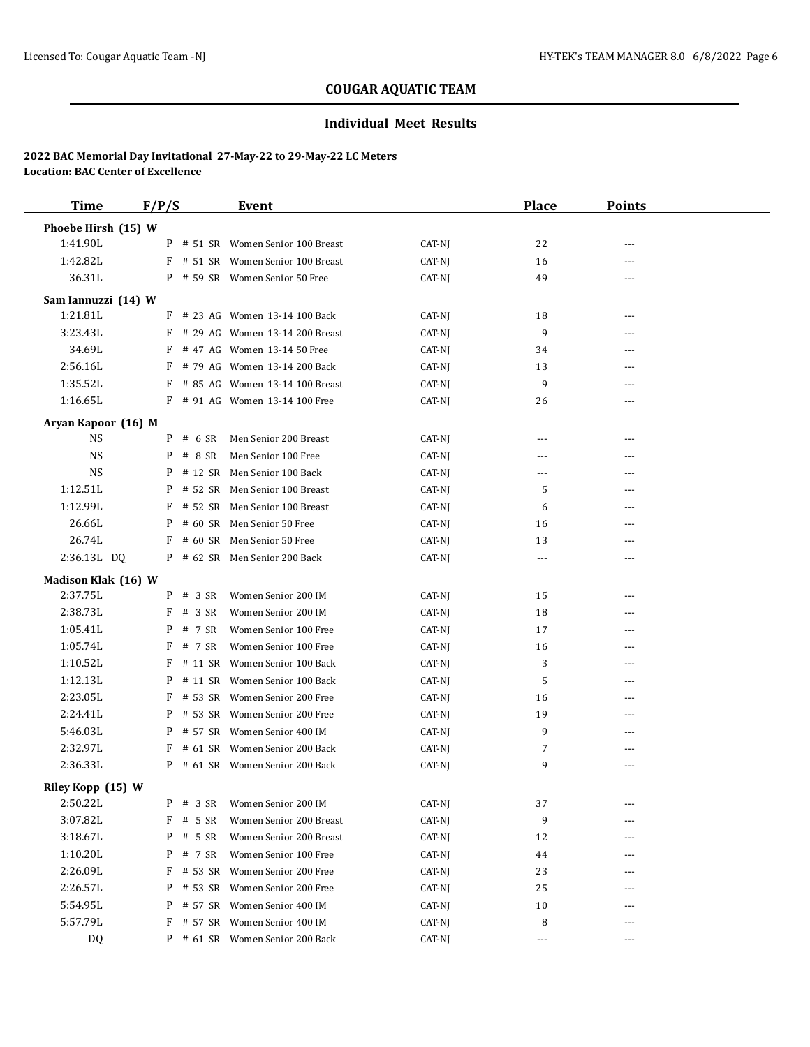## COUGAR AQUATIC TEAM

### Individual Meet Results

**2022 BAC Memorial Day Invitational 27-May-22 to 29-May-22 LC Meters**
**Location: BAC Center of Excellence**

| Time | F/P/S | Event | | Place | Points |
|---|---|---|---|---|---|
| **Phoebe Hirsh (15) W** | | | | | |
| 1:41.90L | P | # 51 SR Women Senior 100 Breast | CAT-NJ | 22 | --- |
| 1:42.82L | F | # 51 SR Women Senior 100 Breast | CAT-NJ | 16 | --- |
| 36.31L | P | # 59 SR Women Senior 50 Free | CAT-NJ | 49 | --- |
| **Sam Iannuzzi (14) W** | | | | | |
| 1:21.81L | F | # 23 AG Women 13-14 100 Back | CAT-NJ | 18 | --- |
| 3:23.43L | F | # 29 AG Women 13-14 200 Breast | CAT-NJ | 9 | --- |
| 34.69L | F | # 47 AG Women 13-14 50 Free | CAT-NJ | 34 | --- |
| 2:56.16L | F | # 79 AG Women 13-14 200 Back | CAT-NJ | 13 | --- |
| 1:35.52L | F | # 85 AG Women 13-14 100 Breast | CAT-NJ | 9 | --- |
| 1:16.65L | F | # 91 AG Women 13-14 100 Free | CAT-NJ | 26 | --- |
| **Aryan Kapoor (16) M** | | | | | |
| NS | P | # 6 SR Men Senior 200 Breast | CAT-NJ | --- | --- |
| NS | P | # 8 SR Men Senior 100 Free | CAT-NJ | --- | --- |
| NS | P | # 12 SR Men Senior 100 Back | CAT-NJ | --- | --- |
| 1:12.51L | P | # 52 SR Men Senior 100 Breast | CAT-NJ | 5 | --- |
| 1:12.99L | F | # 52 SR Men Senior 100 Breast | CAT-NJ | 6 | --- |
| 26.66L | P | # 60 SR Men Senior 50 Free | CAT-NJ | 16 | --- |
| 26.74L | F | # 60 SR Men Senior 50 Free | CAT-NJ | 13 | --- |
| 2:36.13L DQ | P | # 62 SR Men Senior 200 Back | CAT-NJ | --- | --- |
| **Madison Klak (16) W** | | | | | |
| 2:37.75L | P | # 3 SR Women Senior 200 IM | CAT-NJ | 15 | --- |
| 2:38.73L | F | # 3 SR Women Senior 200 IM | CAT-NJ | 18 | --- |
| 1:05.41L | P | # 7 SR Women Senior 100 Free | CAT-NJ | 17 | --- |
| 1:05.74L | F | # 7 SR Women Senior 100 Free | CAT-NJ | 16 | --- |
| 1:10.52L | F | # 11 SR Women Senior 100 Back | CAT-NJ | 3 | --- |
| 1:12.13L | P | # 11 SR Women Senior 100 Back | CAT-NJ | 5 | --- |
| 2:23.05L | F | # 53 SR Women Senior 200 Free | CAT-NJ | 16 | --- |
| 2:24.41L | P | # 53 SR Women Senior 200 Free | CAT-NJ | 19 | --- |
| 5:46.03L | P | # 57 SR Women Senior 400 IM | CAT-NJ | 9 | --- |
| 2:32.97L | F | # 61 SR Women Senior 200 Back | CAT-NJ | 7 | --- |
| 2:36.33L | P | # 61 SR Women Senior 200 Back | CAT-NJ | 9 | --- |
| **Riley Kopp (15) W** | | | | | |
| 2:50.22L | P | # 3 SR Women Senior 200 IM | CAT-NJ | 37 | --- |
| 3:07.82L | F | # 5 SR Women Senior 200 Breast | CAT-NJ | 9 | --- |
| 3:18.67L | P | # 5 SR Women Senior 200 Breast | CAT-NJ | 12 | --- |
| 1:10.20L | P | # 7 SR Women Senior 100 Free | CAT-NJ | 44 | --- |
| 2:26.09L | F | # 53 SR Women Senior 200 Free | CAT-NJ | 23 | --- |
| 2:26.57L | P | # 53 SR Women Senior 200 Free | CAT-NJ | 25 | --- |
| 5:54.95L | P | # 57 SR Women Senior 400 IM | CAT-NJ | 10 | --- |
| 5:57.79L | F | # 57 SR Women Senior 400 IM | CAT-NJ | 8 | --- |
| DQ | P | # 61 SR Women Senior 200 Back | CAT-NJ | --- | --- |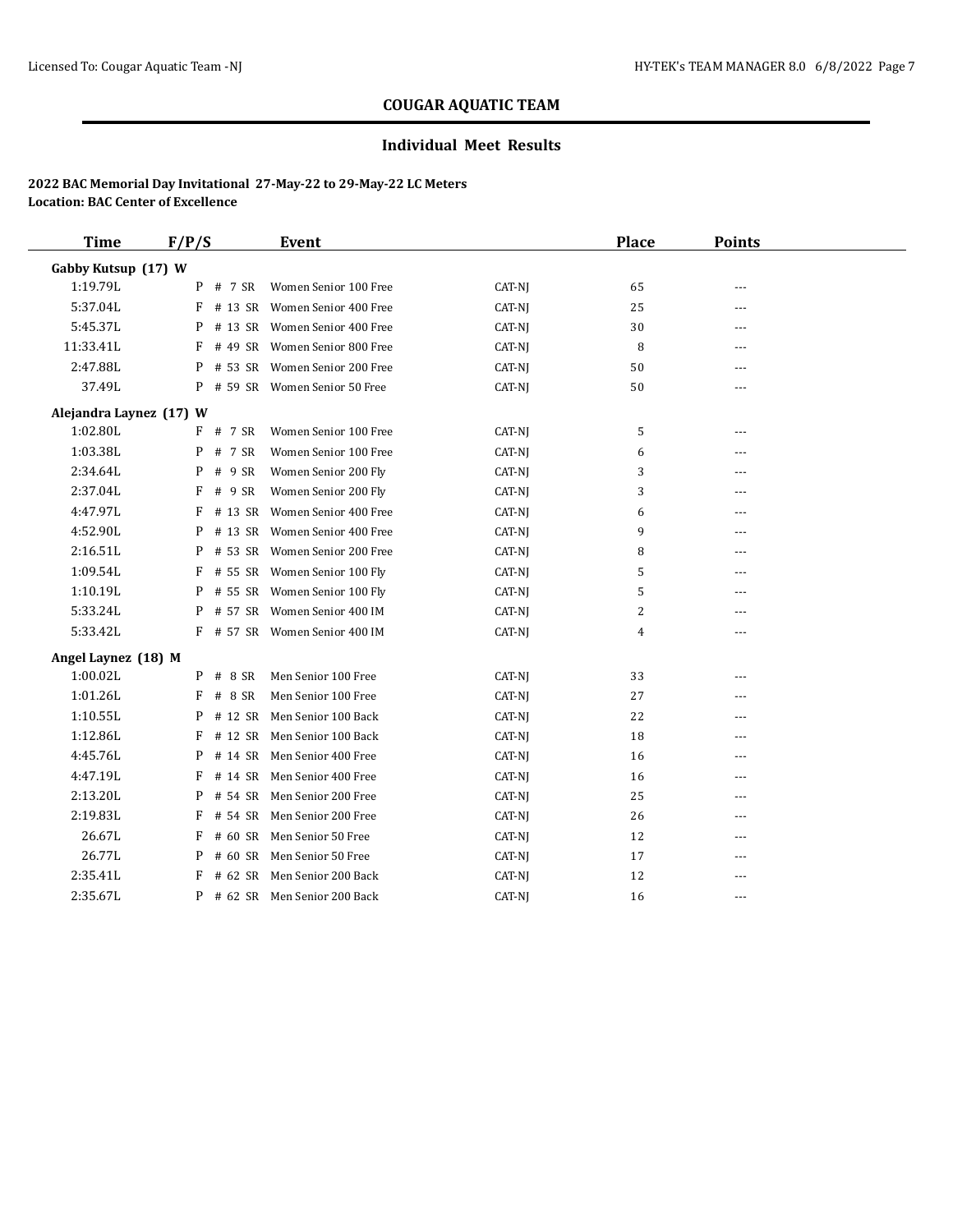# COUGAR AQUATIC TEAM

## Individual Meet Results

**2022 BAC Memorial Day Invitational 27-May-22 to 29-May-22 LC Meters**
**Location: BAC Center of Excellence**

| Time | F/P/S | | Event | | Place | Points |
|---|---|---|---|---|---|---|
| **Gabby Kutsup (17) W** | | | | | | |
| 1:19.79L | P | # 7 SR | Women Senior 100 Free | CAT-NJ | 65 | --- |
| 5:37.04L | F | # 13 SR | Women Senior 400 Free | CAT-NJ | 25 | --- |
| 5:45.37L | P | # 13 SR | Women Senior 400 Free | CAT-NJ | 30 | --- |
| 11:33.41L | F | # 49 SR | Women Senior 800 Free | CAT-NJ | 8 | --- |
| 2:47.88L | P | # 53 SR | Women Senior 200 Free | CAT-NJ | 50 | --- |
| 37.49L | P | # 59 SR | Women Senior 50 Free | CAT-NJ | 50 | --- |
| **Alejandra Laynez (17) W** | | | | | | |
| 1:02.80L | F | # 7 SR | Women Senior 100 Free | CAT-NJ | 5 | --- |
| 1:03.38L | P | # 7 SR | Women Senior 100 Free | CAT-NJ | 6 | --- |
| 2:34.64L | P | # 9 SR | Women Senior 200 Fly | CAT-NJ | 3 | --- |
| 2:37.04L | F | # 9 SR | Women Senior 200 Fly | CAT-NJ | 3 | --- |
| 4:47.97L | F | # 13 SR | Women Senior 400 Free | CAT-NJ | 6 | --- |
| 4:52.90L | P | # 13 SR | Women Senior 400 Free | CAT-NJ | 9 | --- |
| 2:16.51L | P | # 53 SR | Women Senior 200 Free | CAT-NJ | 8 | --- |
| 1:09.54L | F | # 55 SR | Women Senior 100 Fly | CAT-NJ | 5 | --- |
| 1:10.19L | P | # 55 SR | Women Senior 100 Fly | CAT-NJ | 5 | --- |
| 5:33.24L | P | # 57 SR | Women Senior 400 IM | CAT-NJ | 2 | --- |
| 5:33.42L | F | # 57 SR | Women Senior 400 IM | CAT-NJ | 4 | --- |
| **Angel Laynez (18) M** | | | | | | |
| 1:00.02L | P | # 8 SR | Men Senior 100 Free | CAT-NJ | 33 | --- |
| 1:01.26L | F | # 8 SR | Men Senior 100 Free | CAT-NJ | 27 | --- |
| 1:10.55L | P | # 12 SR | Men Senior 100 Back | CAT-NJ | 22 | --- |
| 1:12.86L | F | # 12 SR | Men Senior 100 Back | CAT-NJ | 18 | --- |
| 4:45.76L | P | # 14 SR | Men Senior 400 Free | CAT-NJ | 16 | --- |
| 4:47.19L | F | # 14 SR | Men Senior 400 Free | CAT-NJ | 16 | --- |
| 2:13.20L | P | # 54 SR | Men Senior 200 Free | CAT-NJ | 25 | --- |
| 2:19.83L | F | # 54 SR | Men Senior 200 Free | CAT-NJ | 26 | --- |
| 26.67L | F | # 60 SR | Men Senior 50 Free | CAT-NJ | 12 | --- |
| 26.77L | P | # 60 SR | Men Senior 50 Free | CAT-NJ | 17 | --- |
| 2:35.41L | F | # 62 SR | Men Senior 200 Back | CAT-NJ | 12 | --- |
| 2:35.67L | P | # 62 SR | Men Senior 200 Back | CAT-NJ | 16 | --- |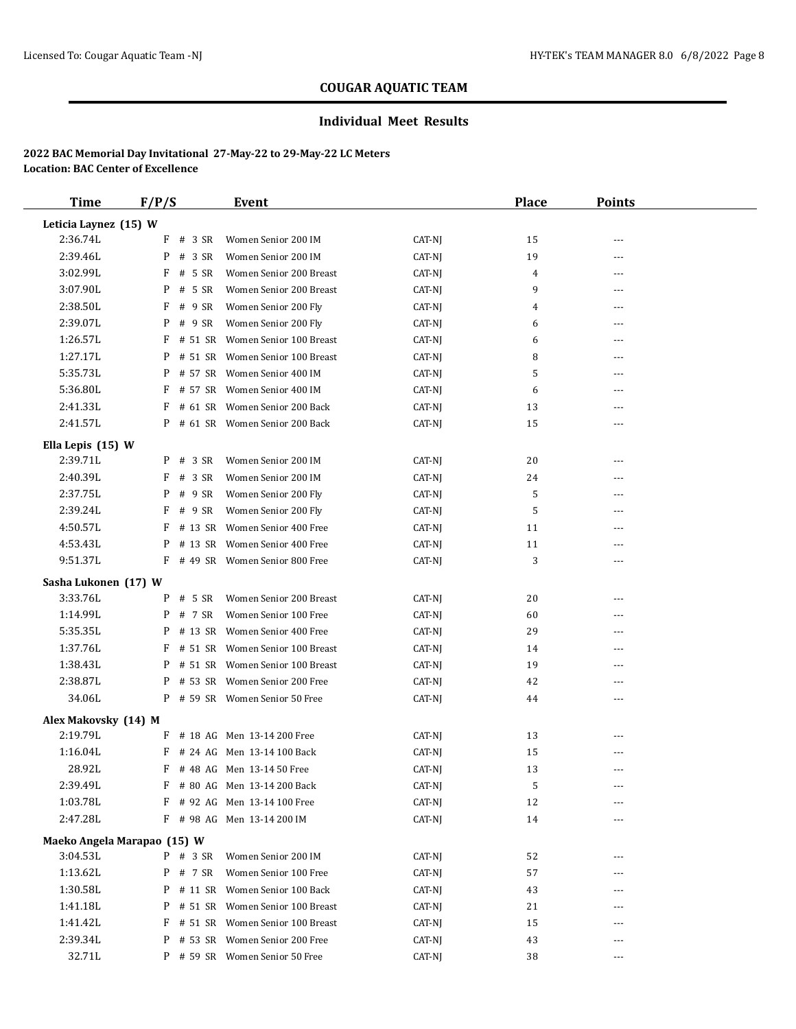## COUGAR AQUATIC TEAM

### Individual Meet Results

**2022 BAC Memorial Day Invitational 27-May-22 to 29-May-22 LC Meters**
**Location: BAC Center of Excellence**

| Time | F/P/S | | Event | | Place | Points |
|---|---|---|---|---|---|---|
| **Leticia Laynez (15) W** | | | | | | |
| 2:36.74L | F | # 3 SR | Women Senior 200 IM | CAT-NJ | 15 | --- |
| 2:39.46L | P | # 3 SR | Women Senior 200 IM | CAT-NJ | 19 | --- |
| 3:02.99L | F | # 5 SR | Women Senior 200 Breast | CAT-NJ | 4 | --- |
| 3:07.90L | P | # 5 SR | Women Senior 200 Breast | CAT-NJ | 9 | --- |
| 2:38.50L | F | # 9 SR | Women Senior 200 Fly | CAT-NJ | 4 | --- |
| 2:39.07L | P | # 9 SR | Women Senior 200 Fly | CAT-NJ | 6 | --- |
| 1:26.57L | F | # 51 SR | Women Senior 100 Breast | CAT-NJ | 6 | --- |
| 1:27.17L | P | # 51 SR | Women Senior 100 Breast | CAT-NJ | 8 | --- |
| 5:35.73L | P | # 57 SR | Women Senior 400 IM | CAT-NJ | 5 | --- |
| 5:36.80L | F | # 57 SR | Women Senior 400 IM | CAT-NJ | 6 | --- |
| 2:41.33L | F | # 61 SR | Women Senior 200 Back | CAT-NJ | 13 | --- |
| 2:41.57L | P | # 61 SR | Women Senior 200 Back | CAT-NJ | 15 | --- |
| **Ella Lepis (15) W** | | | | | | |
| 2:39.71L | P | # 3 SR | Women Senior 200 IM | CAT-NJ | 20 | --- |
| 2:40.39L | F | # 3 SR | Women Senior 200 IM | CAT-NJ | 24 | --- |
| 2:37.75L | P | # 9 SR | Women Senior 200 Fly | CAT-NJ | 5 | --- |
| 2:39.24L | F | # 9 SR | Women Senior 200 Fly | CAT-NJ | 5 | --- |
| 4:50.57L | F | # 13 SR | Women Senior 400 Free | CAT-NJ | 11 | --- |
| 4:53.43L | P | # 13 SR | Women Senior 400 Free | CAT-NJ | 11 | --- |
| 9:51.37L | F | # 49 SR | Women Senior 800 Free | CAT-NJ | 3 | --- |
| **Sasha Lukonen (17) W** | | | | | | |
| 3:33.76L | P | # 5 SR | Women Senior 200 Breast | CAT-NJ | 20 | --- |
| 1:14.99L | P | # 7 SR | Women Senior 100 Free | CAT-NJ | 60 | --- |
| 5:35.35L | P | # 13 SR | Women Senior 400 Free | CAT-NJ | 29 | --- |
| 1:37.76L | F | # 51 SR | Women Senior 100 Breast | CAT-NJ | 14 | --- |
| 1:38.43L | P | # 51 SR | Women Senior 100 Breast | CAT-NJ | 19 | --- |
| 2:38.87L | P | # 53 SR | Women Senior 200 Free | CAT-NJ | 42 | --- |
| 34.06L | P | # 59 SR | Women Senior 50 Free | CAT-NJ | 44 | --- |
| **Alex Makovsky (14) M** | | | | | | |
| 2:19.79L | F | # 18 AG | Men 13-14 200 Free | CAT-NJ | 13 | --- |
| 1:16.04L | F | # 24 AG | Men 13-14 100 Back | CAT-NJ | 15 | --- |
| 28.92L | F | # 48 AG | Men 13-14 50 Free | CAT-NJ | 13 | --- |
| 2:39.49L | F | # 80 AG | Men 13-14 200 Back | CAT-NJ | 5 | --- |
| 1:03.78L | F | # 92 AG | Men 13-14 100 Free | CAT-NJ | 12 | --- |
| 2:47.28L | F | # 98 AG | Men 13-14 200 IM | CAT-NJ | 14 | --- |
| **Maeko Angela Marapao (15) W** | | | | | | |
| 3:04.53L | P | # 3 SR | Women Senior 200 IM | CAT-NJ | 52 | --- |
| 1:13.62L | P | # 7 SR | Women Senior 100 Free | CAT-NJ | 57 | --- |
| 1:30.58L | P | # 11 SR | Women Senior 100 Back | CAT-NJ | 43 | --- |
| 1:41.18L | P | # 51 SR | Women Senior 100 Breast | CAT-NJ | 21 | --- |
| 1:41.42L | F | # 51 SR | Women Senior 100 Breast | CAT-NJ | 15 | --- |
| 2:39.34L | P | # 53 SR | Women Senior 200 Free | CAT-NJ | 43 | --- |
| 32.71L | P | # 59 SR | Women Senior 50 Free | CAT-NJ | 38 | --- |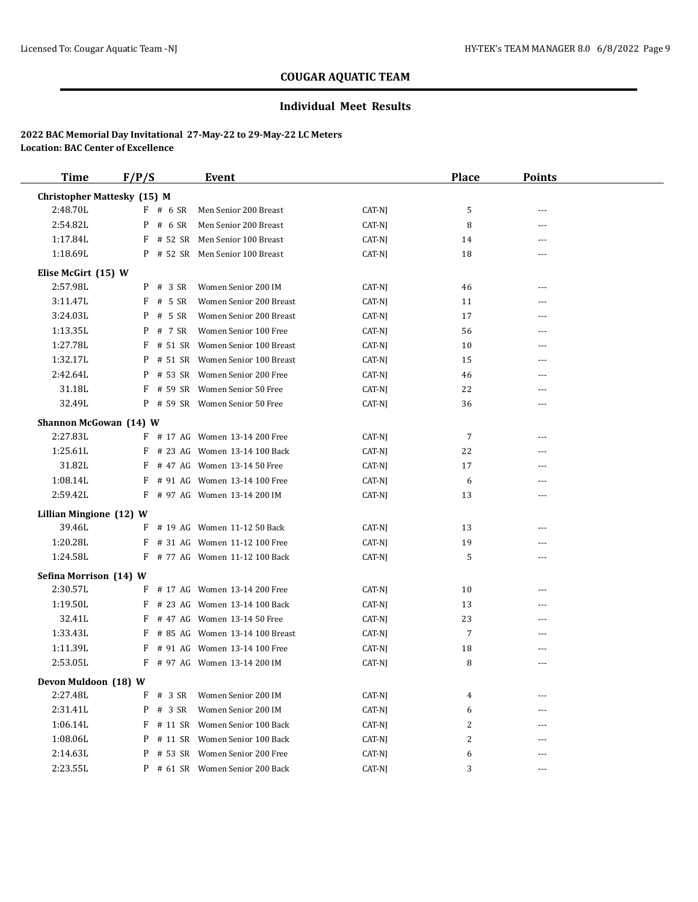## COUGAR AQUATIC TEAM

### Individual Meet Results

**2022 BAC Memorial Day Invitational 27-May-22 to 29-May-22 LC Meters**
**Location: BAC Center of Excellence**

| Time | F/P/S | Event | | Place | Points |
|---|---|---|---|---|---|
| **Christopher Mattesky (15) M** | | | | | |
| 2:48.70L | F # 6 SR | Men Senior 200 Breast | CAT-NJ | 5 | --- |
| 2:54.82L | P # 6 SR | Men Senior 200 Breast | CAT-NJ | 8 | --- |
| 1:17.84L | F # 52 SR | Men Senior 100 Breast | CAT-NJ | 14 | --- |
| 1:18.69L | P # 52 SR | Men Senior 100 Breast | CAT-NJ | 18 | --- |
| **Elise McGirt (15) W** | | | | | |
| 2:57.98L | P # 3 SR | Women Senior 200 IM | CAT-NJ | 46 | --- |
| 3:11.47L | F # 5 SR | Women Senior 200 Breast | CAT-NJ | 11 | --- |
| 3:24.03L | P # 5 SR | Women Senior 200 Breast | CAT-NJ | 17 | --- |
| 1:13.35L | P # 7 SR | Women Senior 100 Free | CAT-NJ | 56 | --- |
| 1:27.78L | F # 51 SR | Women Senior 100 Breast | CAT-NJ | 10 | --- |
| 1:32.17L | P # 51 SR | Women Senior 100 Breast | CAT-NJ | 15 | --- |
| 2:42.64L | P # 53 SR | Women Senior 200 Free | CAT-NJ | 46 | --- |
| 31.18L | F # 59 SR | Women Senior 50 Free | CAT-NJ | 22 | --- |
| 32.49L | P # 59 SR | Women Senior 50 Free | CAT-NJ | 36 | --- |
| **Shannon McGowan (14) W** | | | | | |
| 2:27.83L | F # 17 AG | Women 13-14 200 Free | CAT-NJ | 7 | --- |
| 1:25.61L | F # 23 AG | Women 13-14 100 Back | CAT-NJ | 22 | --- |
| 31.82L | F # 47 AG | Women 13-14 50 Free | CAT-NJ | 17 | --- |
| 1:08.14L | F # 91 AG | Women 13-14 100 Free | CAT-NJ | 6 | --- |
| 2:59.42L | F # 97 AG | Women 13-14 200 IM | CAT-NJ | 13 | --- |
| **Lillian Mingione (12) W** | | | | | |
| 39.46L | F # 19 AG | Women 11-12 50 Back | CAT-NJ | 13 | --- |
| 1:20.28L | F # 31 AG | Women 11-12 100 Free | CAT-NJ | 19 | --- |
| 1:24.58L | F # 77 AG | Women 11-12 100 Back | CAT-NJ | 5 | --- |
| **Sefina Morrison (14) W** | | | | | |
| 2:30.57L | F # 17 AG | Women 13-14 200 Free | CAT-NJ | 10 | --- |
| 1:19.50L | F # 23 AG | Women 13-14 100 Back | CAT-NJ | 13 | --- |
| 32.41L | F # 47 AG | Women 13-14 50 Free | CAT-NJ | 23 | --- |
| 1:33.43L | F # 85 AG | Women 13-14 100 Breast | CAT-NJ | 7 | --- |
| 1:11.39L | F # 91 AG | Women 13-14 100 Free | CAT-NJ | 18 | --- |
| 2:53.05L | F # 97 AG | Women 13-14 200 IM | CAT-NJ | 8 | --- |
| **Devon Muldoon (18) W** | | | | | |
| 2:27.48L | F # 3 SR | Women Senior 200 IM | CAT-NJ | 4 | --- |
| 2:31.41L | P # 3 SR | Women Senior 200 IM | CAT-NJ | 6 | --- |
| 1:06.14L | F # 11 SR | Women Senior 100 Back | CAT-NJ | 2 | --- |
| 1:08.06L | P # 11 SR | Women Senior 100 Back | CAT-NJ | 2 | --- |
| 2:14.63L | P # 53 SR | Women Senior 200 Free | CAT-NJ | 6 | --- |
| 2:23.55L | P # 61 SR | Women Senior 200 Back | CAT-NJ | 3 | --- |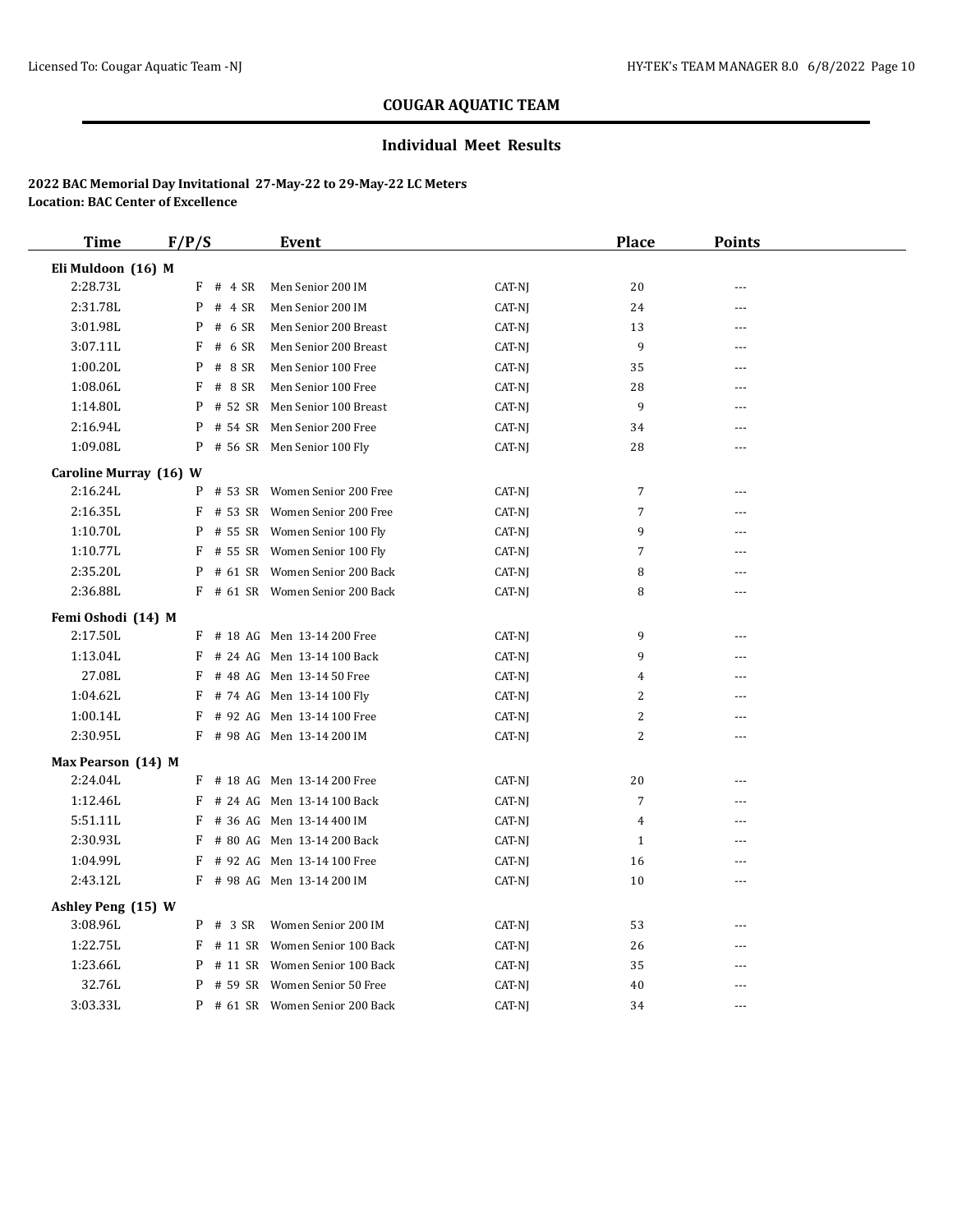# COUGAR AQUATIC TEAM

## Individual Meet Results

**2022 BAC Memorial Day Invitational 27-May-22 to 29-May-22 LC Meters**
**Location: BAC Center of Excellence**

| Time | F/P/S | | Event | | Place | Points |
|---|---|---|---|---|---|---|
| **Eli Muldoon (16) M** | | | | | | |
| 2:28.73L | F | # 4 SR | Men Senior 200 IM | CAT-NJ | 20 | --- |
| 2:31.78L | P | # 4 SR | Men Senior 200 IM | CAT-NJ | 24 | --- |
| 3:01.98L | P | # 6 SR | Men Senior 200 Breast | CAT-NJ | 13 | --- |
| 3:07.11L | F | # 6 SR | Men Senior 200 Breast | CAT-NJ | 9 | --- |
| 1:00.20L | P | # 8 SR | Men Senior 100 Free | CAT-NJ | 35 | --- |
| 1:08.06L | F | # 8 SR | Men Senior 100 Free | CAT-NJ | 28 | --- |
| 1:14.80L | P | # 52 SR | Men Senior 100 Breast | CAT-NJ | 9 | --- |
| 2:16.94L | P | # 54 SR | Men Senior 200 Free | CAT-NJ | 34 | --- |
| 1:09.08L | P | # 56 SR | Men Senior 100 Fly | CAT-NJ | 28 | --- |
| **Caroline Murray (16) W** | | | | | | |
| 2:16.24L | P | # 53 SR | Women Senior 200 Free | CAT-NJ | 7 | --- |
| 2:16.35L | F | # 53 SR | Women Senior 200 Free | CAT-NJ | 7 | --- |
| 1:10.70L | P | # 55 SR | Women Senior 100 Fly | CAT-NJ | 9 | --- |
| 1:10.77L | F | # 55 SR | Women Senior 100 Fly | CAT-NJ | 7 | --- |
| 2:35.20L | P | # 61 SR | Women Senior 200 Back | CAT-NJ | 8 | --- |
| 2:36.88L | F | # 61 SR | Women Senior 200 Back | CAT-NJ | 8 | --- |
| **Femi Oshodi (14) M** | | | | | | |
| 2:17.50L | F | # 18 AG | Men 13-14 200 Free | CAT-NJ | 9 | --- |
| 1:13.04L | F | # 24 AG | Men 13-14 100 Back | CAT-NJ | 9 | --- |
| 27.08L | F | # 48 AG | Men 13-14 50 Free | CAT-NJ | 4 | --- |
| 1:04.62L | F | # 74 AG | Men 13-14 100 Fly | CAT-NJ | 2 | --- |
| 1:00.14L | F | # 92 AG | Men 13-14 100 Free | CAT-NJ | 2 | --- |
| 2:30.95L | F | # 98 AG | Men 13-14 200 IM | CAT-NJ | 2 | --- |
| **Max Pearson (14) M** | | | | | | |
| 2:24.04L | F | # 18 AG | Men 13-14 200 Free | CAT-NJ | 20 | --- |
| 1:12.46L | F | # 24 AG | Men 13-14 100 Back | CAT-NJ | 7 | --- |
| 5:51.11L | F | # 36 AG | Men 13-14 400 IM | CAT-NJ | 4 | --- |
| 2:30.93L | F | # 80 AG | Men 13-14 200 Back | CAT-NJ | 1 | --- |
| 1:04.99L | F | # 92 AG | Men 13-14 100 Free | CAT-NJ | 16 | --- |
| 2:43.12L | F | # 98 AG | Men 13-14 200 IM | CAT-NJ | 10 | --- |
| **Ashley Peng (15) W** | | | | | | |
| 3:08.96L | P | # 3 SR | Women Senior 200 IM | CAT-NJ | 53 | --- |
| 1:22.75L | F | # 11 SR | Women Senior 100 Back | CAT-NJ | 26 | --- |
| 1:23.66L | P | # 11 SR | Women Senior 100 Back | CAT-NJ | 35 | --- |
| 32.76L | P | # 59 SR | Women Senior 50 Free | CAT-NJ | 40 | --- |
| 3:03.33L | P | # 61 SR | Women Senior 200 Back | CAT-NJ | 34 | --- |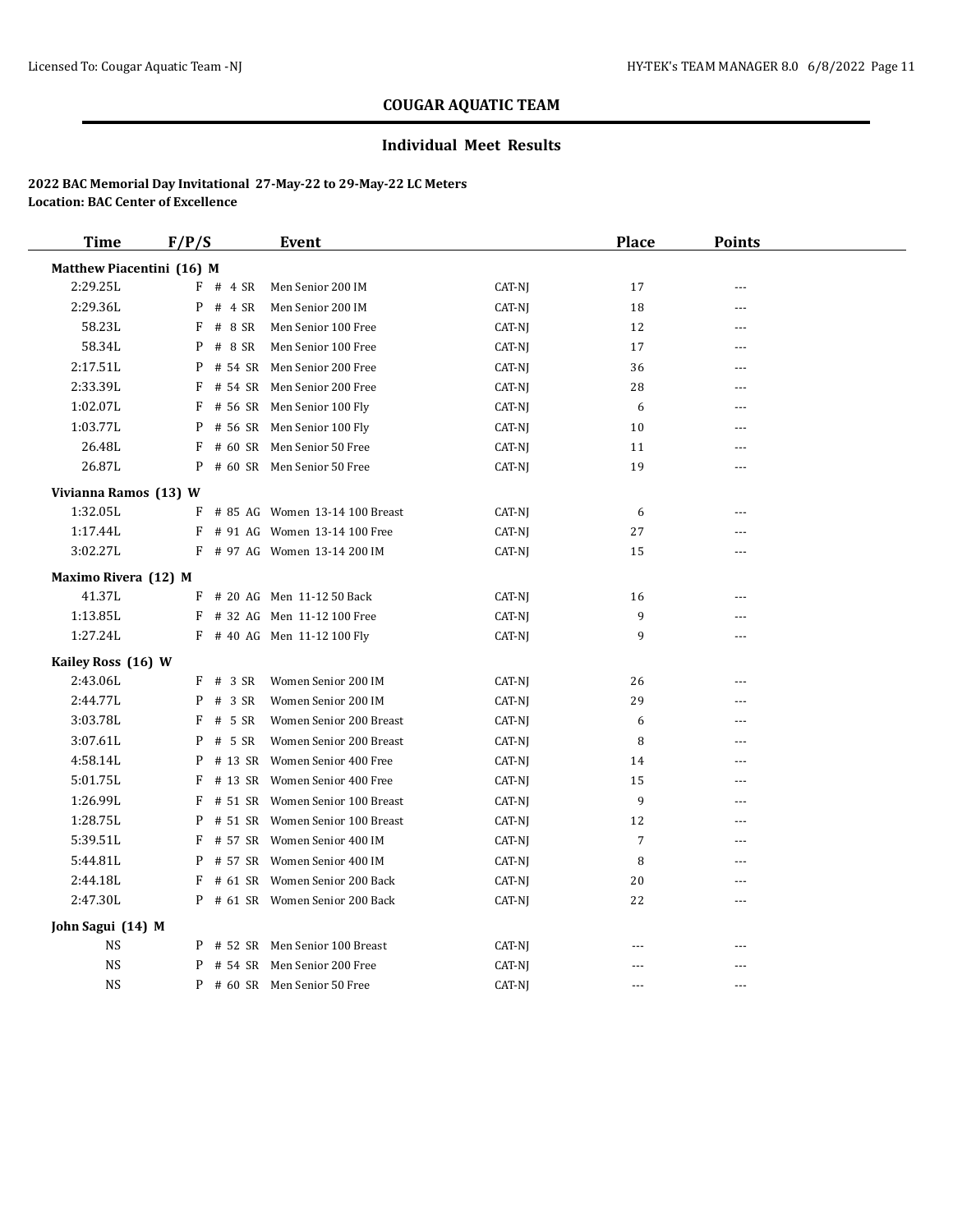## COUGAR AQUATIC TEAM

### Individual Meet Results

**2022 BAC Memorial Day Invitational 27-May-22 to 29-May-22 LC Meters**
**Location: BAC Center of Excellence**

| Time | F/P/S | | Event | | Place | Points |
|---|---|---|---|---|---|---|
| **Matthew Piacentini (16) M** | | | | | | |
| 2:29.25L | F | # 4 SR | Men Senior 200 IM | CAT-NJ | 17 | --- |
| 2:29.36L | P | # 4 SR | Men Senior 200 IM | CAT-NJ | 18 | --- |
| 58.23L | F | # 8 SR | Men Senior 100 Free | CAT-NJ | 12 | --- |
| 58.34L | P | # 8 SR | Men Senior 100 Free | CAT-NJ | 17 | --- |
| 2:17.51L | P | # 54 SR | Men Senior 200 Free | CAT-NJ | 36 | --- |
| 2:33.39L | F | # 54 SR | Men Senior 200 Free | CAT-NJ | 28 | --- |
| 1:02.07L | F | # 56 SR | Men Senior 100 Fly | CAT-NJ | 6 | --- |
| 1:03.77L | P | # 56 SR | Men Senior 100 Fly | CAT-NJ | 10 | --- |
| 26.48L | F | # 60 SR | Men Senior 50 Free | CAT-NJ | 11 | --- |
| 26.87L | P | # 60 SR | Men Senior 50 Free | CAT-NJ | 19 | --- |
| **Vivianna Ramos (13) W** | | | | | | |
| 1:32.05L | F | # 85 AG | Women 13-14 100 Breast | CAT-NJ | 6 | --- |
| 1:17.44L | F | # 91 AG | Women 13-14 100 Free | CAT-NJ | 27 | --- |
| 3:02.27L | F | # 97 AG | Women 13-14 200 IM | CAT-NJ | 15 | --- |
| **Maximo Rivera (12) M** | | | | | | |
| 41.37L | F | # 20 AG | Men 11-12 50 Back | CAT-NJ | 16 | --- |
| 1:13.85L | F | # 32 AG | Men 11-12 100 Free | CAT-NJ | 9 | --- |
| 1:27.24L | F | # 40 AG | Men 11-12 100 Fly | CAT-NJ | 9 | --- |
| **Kailey Ross (16) W** | | | | | | |
| 2:43.06L | F | # 3 SR | Women Senior 200 IM | CAT-NJ | 26 | --- |
| 2:44.77L | P | # 3 SR | Women Senior 200 IM | CAT-NJ | 29 | --- |
| 3:03.78L | F | # 5 SR | Women Senior 200 Breast | CAT-NJ | 6 | --- |
| 3:07.61L | P | # 5 SR | Women Senior 200 Breast | CAT-NJ | 8 | --- |
| 4:58.14L | P | # 13 SR | Women Senior 400 Free | CAT-NJ | 14 | --- |
| 5:01.75L | F | # 13 SR | Women Senior 400 Free | CAT-NJ | 15 | --- |
| 1:26.99L | F | # 51 SR | Women Senior 100 Breast | CAT-NJ | 9 | --- |
| 1:28.75L | P | # 51 SR | Women Senior 100 Breast | CAT-NJ | 12 | --- |
| 5:39.51L | F | # 57 SR | Women Senior 400 IM | CAT-NJ | 7 | --- |
| 5:44.81L | P | # 57 SR | Women Senior 400 IM | CAT-NJ | 8 | --- |
| 2:44.18L | F | # 61 SR | Women Senior 200 Back | CAT-NJ | 20 | --- |
| 2:47.30L | P | # 61 SR | Women Senior 200 Back | CAT-NJ | 22 | --- |
| **John Sagui (14) M** | | | | | | |
| NS | P | # 52 SR | Men Senior 100 Breast | CAT-NJ | --- | --- |
| NS | P | # 54 SR | Men Senior 200 Free | CAT-NJ | --- | --- |
| NS | P | # 60 SR | Men Senior 50 Free | CAT-NJ | --- | --- |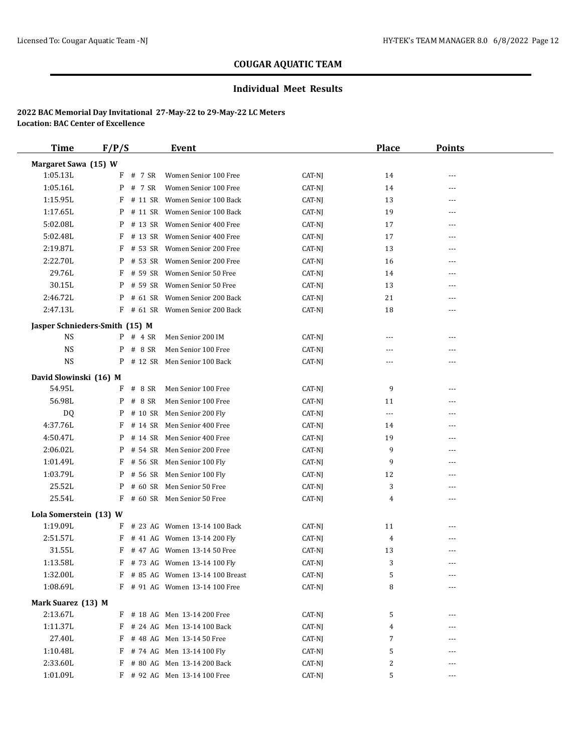## COUGAR AQUATIC TEAM

### Individual Meet Results

**2022 BAC Memorial Day Invitational 27-May-22 to 29-May-22 LC Meters**
**Location: BAC Center of Excellence**

| Time | F/P/S | Event | | Place | Points |
|---|---|---|---|---|---|
| **Margaret Sawa (15) W** | | | | | |
| 1:05.13L | F # 7 SR | Women Senior 100 Free | CAT-NJ | 14 | --- |
| 1:05.16L | P # 7 SR | Women Senior 100 Free | CAT-NJ | 14 | --- |
| 1:15.95L | F # 11 SR | Women Senior 100 Back | CAT-NJ | 13 | --- |
| 1:17.65L | P # 11 SR | Women Senior 100 Back | CAT-NJ | 19 | --- |
| 5:02.08L | P # 13 SR | Women Senior 400 Free | CAT-NJ | 17 | --- |
| 5:02.48L | F # 13 SR | Women Senior 400 Free | CAT-NJ | 17 | --- |
| 2:19.87L | F # 53 SR | Women Senior 200 Free | CAT-NJ | 13 | --- |
| 2:22.70L | P # 53 SR | Women Senior 200 Free | CAT-NJ | 16 | --- |
| 29.76L | F # 59 SR | Women Senior 50 Free | CAT-NJ | 14 | --- |
| 30.15L | P # 59 SR | Women Senior 50 Free | CAT-NJ | 13 | --- |
| 2:46.72L | P # 61 SR | Women Senior 200 Back | CAT-NJ | 21 | --- |
| 2:47.13L | F # 61 SR | Women Senior 200 Back | CAT-NJ | 18 | --- |
| **Jasper Schnieders-Smith (15) M** | | | | | |
| NS | P # 4 SR | Men Senior 200 IM | CAT-NJ | --- | --- |
| NS | P # 8 SR | Men Senior 100 Free | CAT-NJ | --- | --- |
| NS | P # 12 SR | Men Senior 100 Back | CAT-NJ | --- | --- |
| **David Slowinski (16) M** | | | | | |
| 54.95L | F # 8 SR | Men Senior 100 Free | CAT-NJ | 9 | --- |
| 56.98L | P # 8 SR | Men Senior 100 Free | CAT-NJ | 11 | --- |
| DQ | P # 10 SR | Men Senior 200 Fly | CAT-NJ | --- | --- |
| 4:37.76L | F # 14 SR | Men Senior 400 Free | CAT-NJ | 14 | --- |
| 4:50.47L | P # 14 SR | Men Senior 400 Free | CAT-NJ | 19 | --- |
| 2:06.02L | P # 54 SR | Men Senior 200 Free | CAT-NJ | 9 | --- |
| 1:01.49L | F # 56 SR | Men Senior 100 Fly | CAT-NJ | 9 | --- |
| 1:03.79L | P # 56 SR | Men Senior 100 Fly | CAT-NJ | 12 | --- |
| 25.52L | P # 60 SR | Men Senior 50 Free | CAT-NJ | 3 | --- |
| 25.54L | F # 60 SR | Men Senior 50 Free | CAT-NJ | 4 | --- |
| **Lola Somerstein (13) W** | | | | | |
| 1:19.09L | F # 23 AG | Women 13-14 100 Back | CAT-NJ | 11 | --- |
| 2:51.57L | F # 41 AG | Women 13-14 200 Fly | CAT-NJ | 4 | --- |
| 31.55L | F # 47 AG | Women 13-14 50 Free | CAT-NJ | 13 | --- |
| 1:13.58L | F # 73 AG | Women 13-14 100 Fly | CAT-NJ | 3 | --- |
| 1:32.00L | F # 85 AG | Women 13-14 100 Breast | CAT-NJ | 5 | --- |
| 1:08.69L | F # 91 AG | Women 13-14 100 Free | CAT-NJ | 8 | --- |
| **Mark Suarez (13) M** | | | | | |
| 2:13.67L | F # 18 AG | Men 13-14 200 Free | CAT-NJ | 5 | --- |
| 1:11.37L | F # 24 AG | Men 13-14 100 Back | CAT-NJ | 4 | --- |
| 27.40L | F # 48 AG | Men 13-14 50 Free | CAT-NJ | 7 | --- |
| 1:10.48L | F # 74 AG | Men 13-14 100 Fly | CAT-NJ | 5 | --- |
| 2:33.60L | F # 80 AG | Men 13-14 200 Back | CAT-NJ | 2 | --- |
| 1:01.09L | F # 92 AG | Men 13-14 100 Free | CAT-NJ | 5 | --- |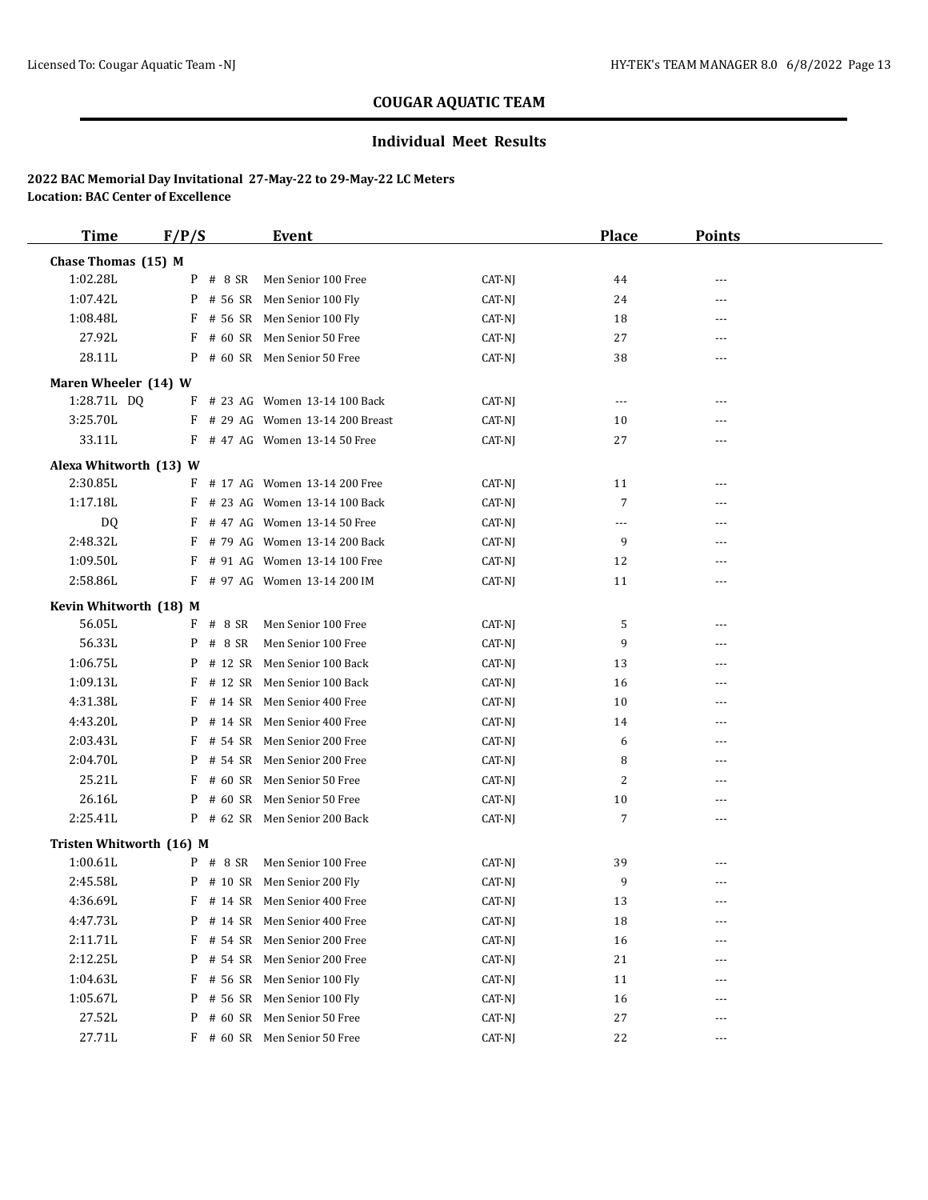## COUGAR AQUATIC TEAM

### Individual Meet Results

**2022 BAC Memorial Day Invitational 27-May-22 to 29-May-22 LC Meters**
**Location: BAC Center of Excellence**

| Time | F/P/S | Event | | Place | Points |
|---|---|---|---|---|---|
| **Chase Thomas (15) M** | | | | | |
| 1:02.28L | P # 8 SR | Men Senior 100 Free | CAT-NJ | 44 | --- |
| 1:07.42L | P # 56 SR | Men Senior 100 Fly | CAT-NJ | 24 | --- |
| 1:08.48L | F # 56 SR | Men Senior 100 Fly | CAT-NJ | 18 | --- |
| 27.92L | F # 60 SR | Men Senior 50 Free | CAT-NJ | 27 | --- |
| 28.11L | P # 60 SR | Men Senior 50 Free | CAT-NJ | 38 | --- |
| **Maren Wheeler (14) W** | | | | | |
| 1:28.71L DQ | F # 23 AG | Women 13-14 100 Back | CAT-NJ | --- | --- |
| 3:25.70L | F # 29 AG | Women 13-14 200 Breast | CAT-NJ | 10 | --- |
| 33.11L | F # 47 AG | Women 13-14 50 Free | CAT-NJ | 27 | --- |
| **Alexa Whitworth (13) W** | | | | | |
| 2:30.85L | F # 17 AG | Women 13-14 200 Free | CAT-NJ | 11 | --- |
| 1:17.18L | F # 23 AG | Women 13-14 100 Back | CAT-NJ | 7 | --- |
| DQ | F # 47 AG | Women 13-14 50 Free | CAT-NJ | --- | --- |
| 2:48.32L | F # 79 AG | Women 13-14 200 Back | CAT-NJ | 9 | --- |
| 1:09.50L | F # 91 AG | Women 13-14 100 Free | CAT-NJ | 12 | --- |
| 2:58.86L | F # 97 AG | Women 13-14 200 IM | CAT-NJ | 11 | --- |
| **Kevin Whitworth (18) M** | | | | | |
| 56.05L | F # 8 SR | Men Senior 100 Free | CAT-NJ | 5 | --- |
| 56.33L | P # 8 SR | Men Senior 100 Free | CAT-NJ | 9 | --- |
| 1:06.75L | P # 12 SR | Men Senior 100 Back | CAT-NJ | 13 | --- |
| 1:09.13L | F # 12 SR | Men Senior 100 Back | CAT-NJ | 16 | --- |
| 4:31.38L | F # 14 SR | Men Senior 400 Free | CAT-NJ | 10 | --- |
| 4:43.20L | P # 14 SR | Men Senior 400 Free | CAT-NJ | 14 | --- |
| 2:03.43L | F # 54 SR | Men Senior 200 Free | CAT-NJ | 6 | --- |
| 2:04.70L | P # 54 SR | Men Senior 200 Free | CAT-NJ | 8 | --- |
| 25.21L | F # 60 SR | Men Senior 50 Free | CAT-NJ | 2 | --- |
| 26.16L | P # 60 SR | Men Senior 50 Free | CAT-NJ | 10 | --- |
| 2:25.41L | P # 62 SR | Men Senior 200 Back | CAT-NJ | 7 | --- |
| **Tristen Whitworth (16) M** | | | | | |
| 1:00.61L | P # 8 SR | Men Senior 100 Free | CAT-NJ | 39 | --- |
| 2:45.58L | P # 10 SR | Men Senior 200 Fly | CAT-NJ | 9 | --- |
| 4:36.69L | F # 14 SR | Men Senior 400 Free | CAT-NJ | 13 | --- |
| 4:47.73L | P # 14 SR | Men Senior 400 Free | CAT-NJ | 18 | --- |
| 2:11.71L | F # 54 SR | Men Senior 200 Free | CAT-NJ | 16 | --- |
| 2:12.25L | P # 54 SR | Men Senior 200 Free | CAT-NJ | 21 | --- |
| 1:04.63L | F # 56 SR | Men Senior 100 Fly | CAT-NJ | 11 | --- |
| 1:05.67L | P # 56 SR | Men Senior 100 Fly | CAT-NJ | 16 | --- |
| 27.52L | P # 60 SR | Men Senior 50 Free | CAT-NJ | 27 | --- |
| 27.71L | F # 60 SR | Men Senior 50 Free | CAT-NJ | 22 | --- |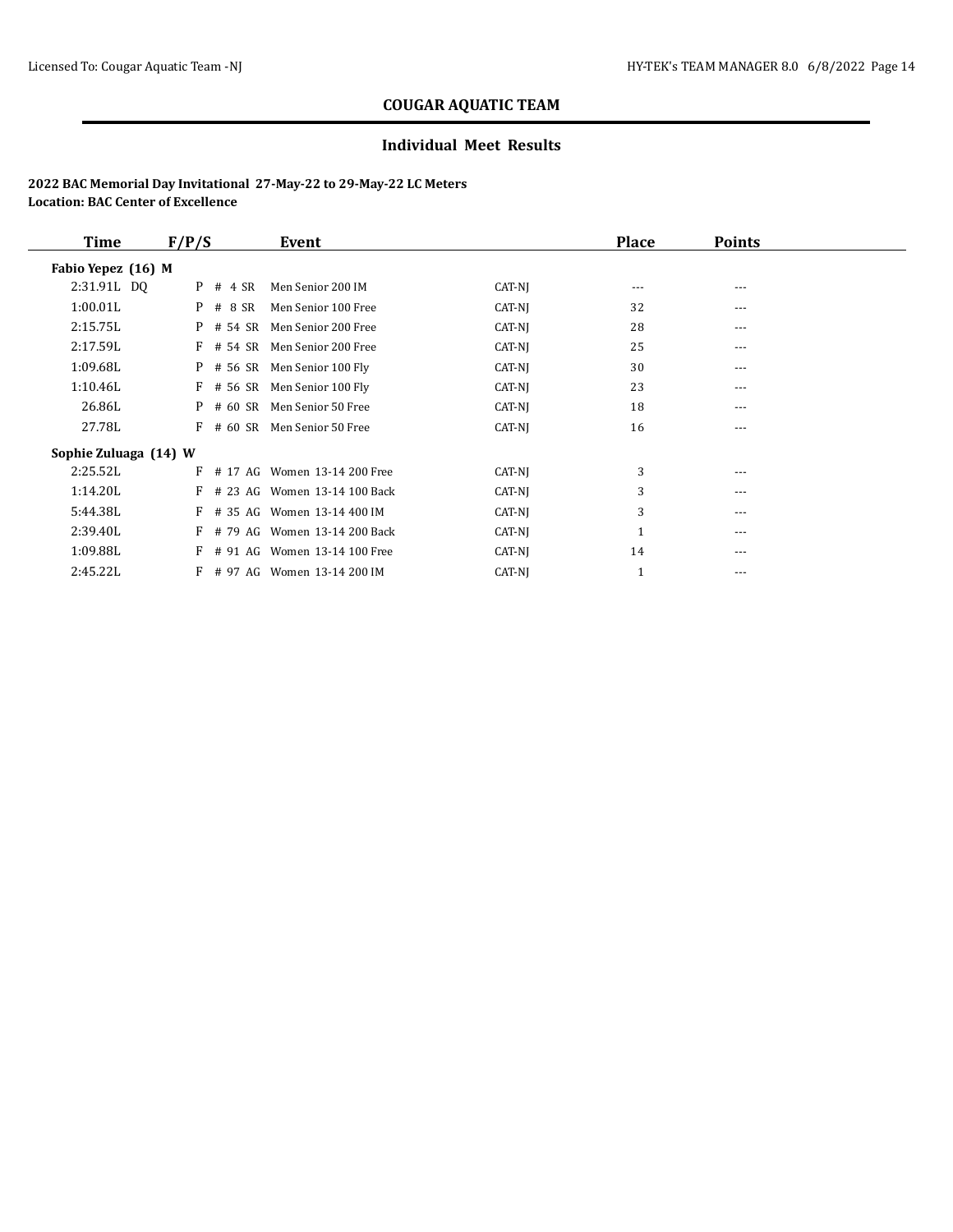## COUGAR AQUATIC TEAM

### Individual Meet Results

**2022 BAC Memorial Day Invitational 27-May-22 to 29-May-22 LC Meters**
**Location: BAC Center of Excellence**

| Time | F/P/S | Event | | Place | Points |
|---|---|---|---|---|---|
| **Fabio Yepez (16) M** | | | | | |
| 2:31.91L DQ | P # 4 SR | Men Senior 200 IM | CAT-NJ | --- | --- |
| 1:00.01L | P # 8 SR | Men Senior 100 Free | CAT-NJ | 32 | --- |
| 2:15.75L | P # 54 SR | Men Senior 200 Free | CAT-NJ | 28 | --- |
| 2:17.59L | F # 54 SR | Men Senior 200 Free | CAT-NJ | 25 | --- |
| 1:09.68L | P # 56 SR | Men Senior 100 Fly | CAT-NJ | 30 | --- |
| 1:10.46L | F # 56 SR | Men Senior 100 Fly | CAT-NJ | 23 | --- |
| 26.86L | P # 60 SR | Men Senior 50 Free | CAT-NJ | 18 | --- |
| 27.78L | F # 60 SR | Men Senior 50 Free | CAT-NJ | 16 | --- |
| **Sophie Zuluaga (14) W** | | | | | |
| 2:25.52L | F # 17 AG | Women 13-14 200 Free | CAT-NJ | 3 | --- |
| 1:14.20L | F # 23 AG | Women 13-14 100 Back | CAT-NJ | 3 | --- |
| 5:44.38L | F # 35 AG | Women 13-14 400 IM | CAT-NJ | 3 | --- |
| 2:39.40L | F # 79 AG | Women 13-14 200 Back | CAT-NJ | 1 | --- |
| 1:09.88L | F # 91 AG | Women 13-14 100 Free | CAT-NJ | 14 | --- |
| 2:45.22L | F # 97 AG | Women 13-14 200 IM | CAT-NJ | 1 | --- |